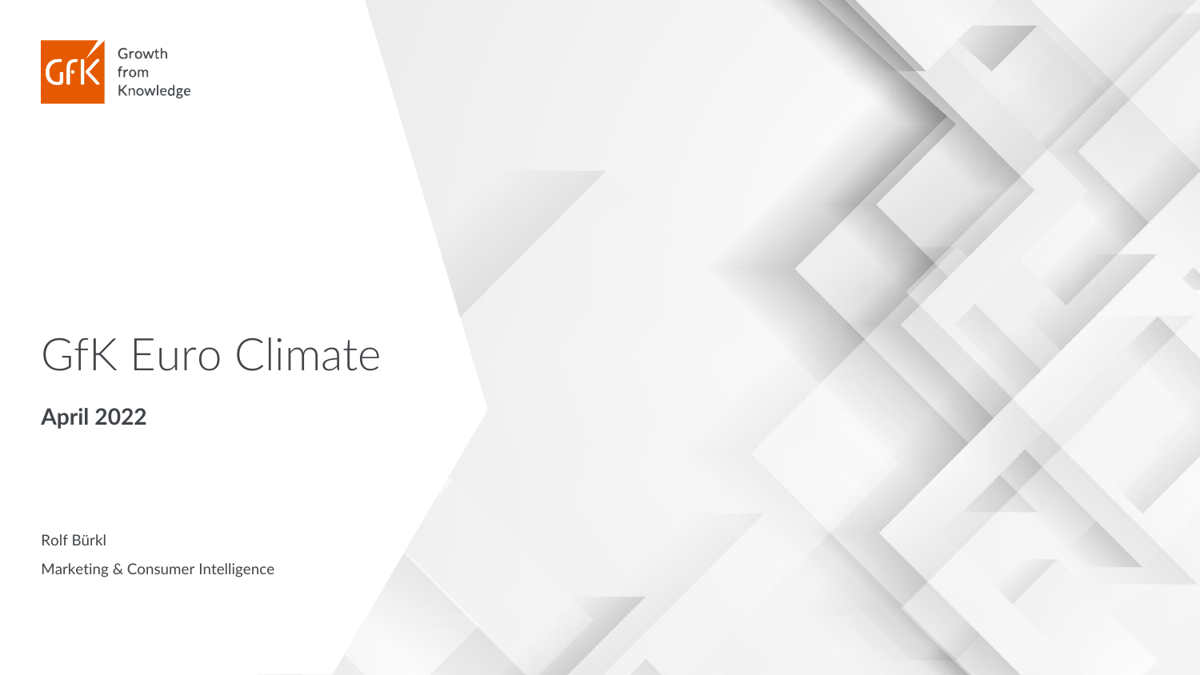GfK Growth from Knowledge

# GfK Euro Climate

**April 2022**

Rolf Bürkl

Marketing & Consumer Intelligence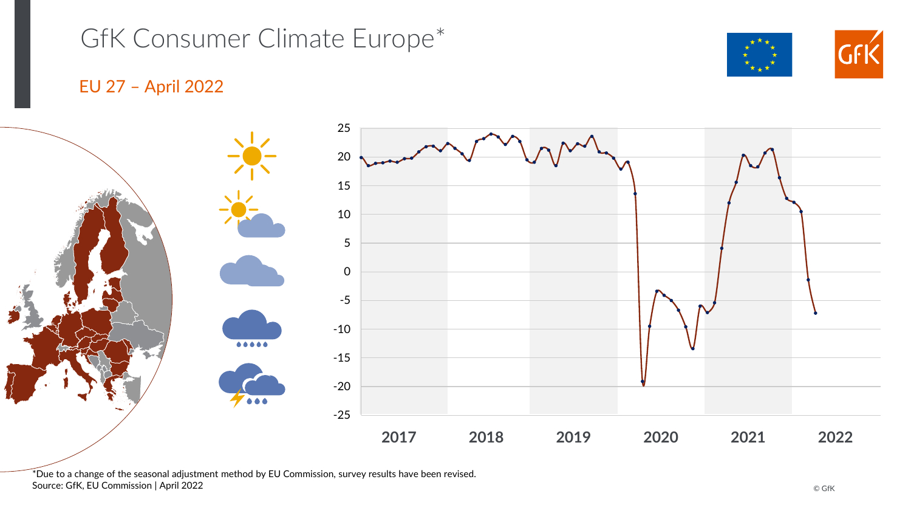# GfK Consumer Climate Europe*

## EU 27 – April 2022

*Due to a change of the seasonal adjustment method by EU Commission, survey results have been revised.

Source: GfK, EU Commission | April 2022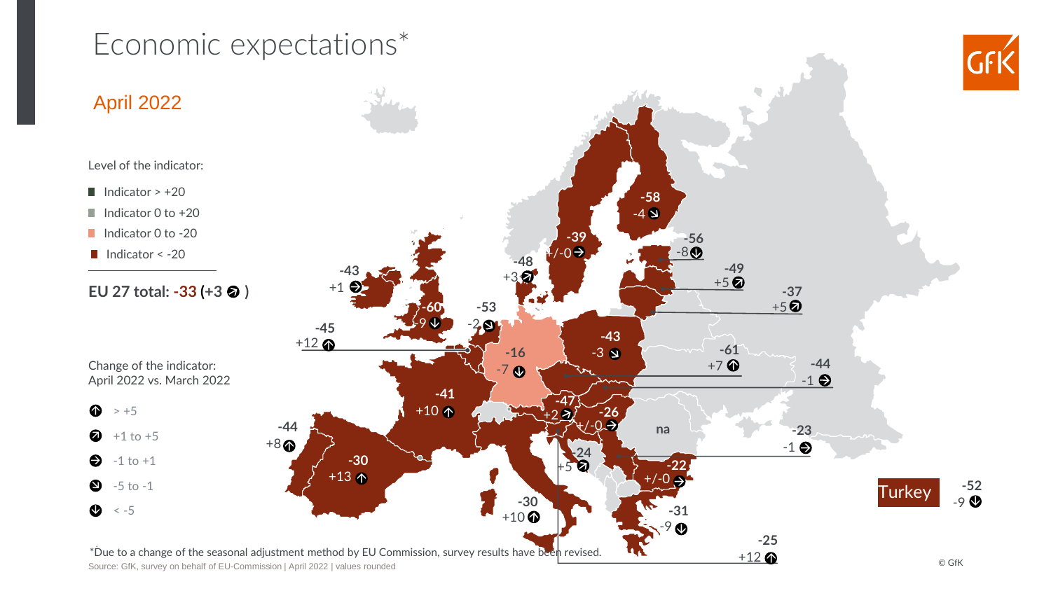# Economic expectations*

## April 2022

Level of the indicator:

- Indicator > +20
- Indicator 0 to +20
- Indicator 0 to -20
- Indicator < -20

**EU 27 total: -33 (+3 ➚ )**

Change of the indicator:
April 2022 vs. March 2022

- ↑ > +5
- ➚ +1 to +5
- → -1 to +1
- ➘ -5 to -1
- ↓ < -5

| Value | Change |
|---|---|
| -58 | -4 |
| -39 | +/-0 |
| -56 | -8 |
| -48 | +3 |
| -49 | +5 |
| -43 | +1 |
| -37 | +5 |
| -60 | -9 |
| -53 | -2 |
| -45 | +12 |
| -16 | -7 |
| -43 | -3 |
| -61 | +7 |
| -44 | -1 |
| -41 | +10 |
| -47 | +2 |
| -26 | +/-0 |
| -44 | +8 |
| na | |
| -23 | -1 |
| -24 | +5 |
| -30 | +13 |
| -22 | +/-0 |
| -30 | +10 |
| -31 | -9 |
| -25 | +12 |

Turkey -52 -9

*Due to a change of the seasonal adjustment method by EU Commission, survey results have been revised.

Source: GfK, survey on behalf of EU-Commission | April 2022 | values rounded

© GfK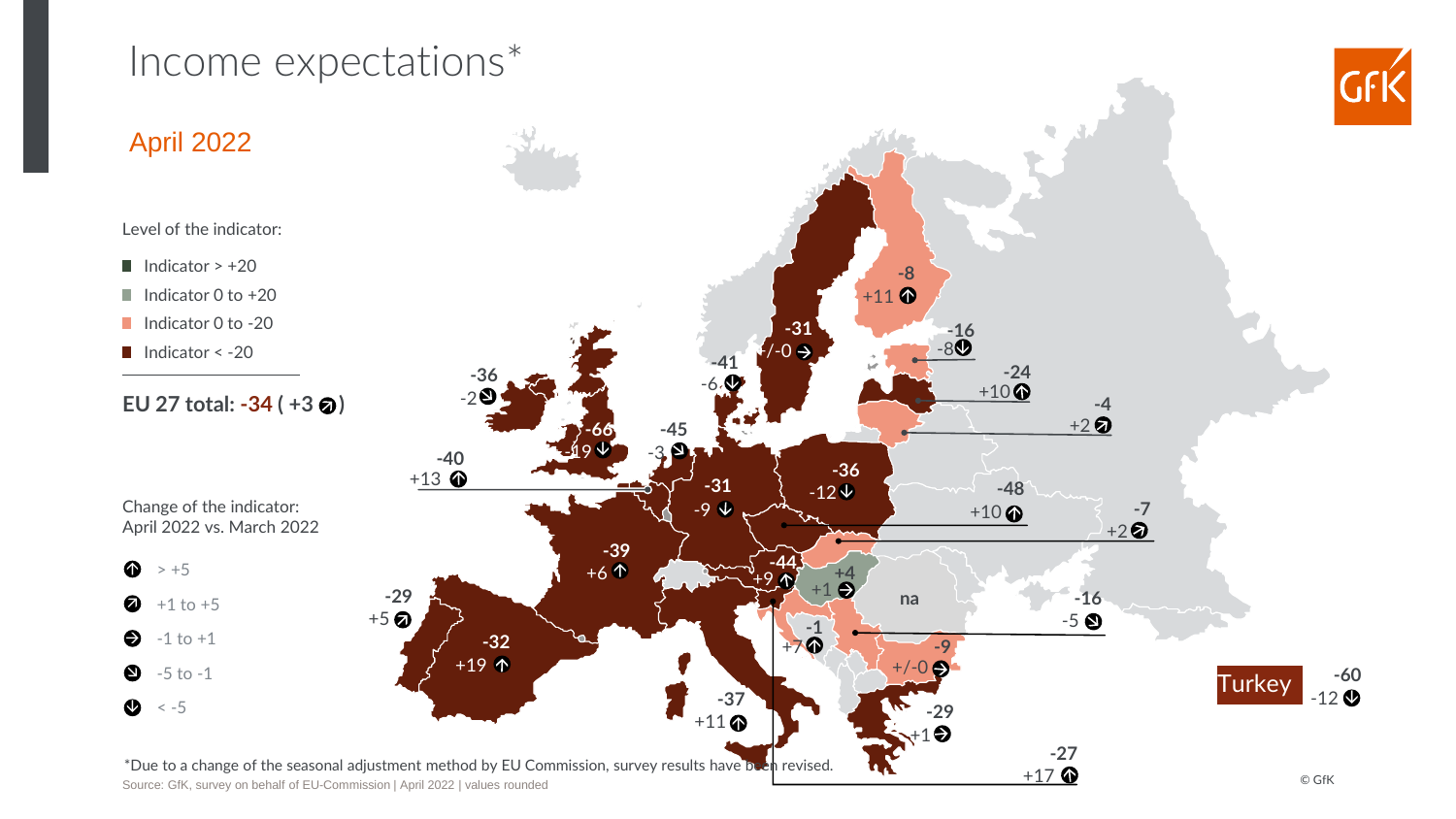# Income expectations*

## April 2022

Level of the indicator:

- Indicator > +20
- Indicator 0 to +20
- Indicator 0 to -20
- Indicator < -20

**EU 27 total: -34 ( +3 ↗)**

Change of the indicator:
April 2022 vs. March 2022

- ↑ > +5
- ↗ +1 to +5
- → -1 to +1
- ↘ -5 to -1
- ↓ < -5

| Country | Level | Change |
|---|---|---|
| Ireland | -36 | -2 ↘ |
| United Kingdom | -66 | -19 ↓ |
| Belgium | -40 | +13 ↑ |
| Netherlands | -45 | -3 ↘ |
| Denmark | -41 | -6 ↓ |
| Sweden | -31 | +/-0 → |
| Finland | -8 | +11 ↑ |
| Estonia | -16 | -8 ↓ |
| Latvia | -24 | +10 ↑ |
| Lithuania | -4 | +2 ↗ |
| Germany | -31 | -9 ↓ |
| Poland | -36 | -12 ↓ |
| Czech Republic | -48 | +10 ↑ |
| Slovakia | -7 | +2 ↗ |
| France | -39 | +6 ↑ |
| Austria | -44 | +9 ↑ |
| Hungary | +4 | +1 → |
| Romania | na | |
| Serbia | -16 | -5 ↘ |
| Croatia | -1 | +7 ↑ |
| Bulgaria | -9 | +/-0 → |
| Portugal | -29 | +5 ↗ |
| Spain | -32 | +19 ↑ |
| Italy | -37 | +11 ↑ |
| Greece | -29 | +1 → |
| Slovenia | -27 | +17 ↑ |
| Turkey | -60 | -12 ↓ |

*Due to a change of the seasonal adjustment method by EU Commission, survey results have been revised.

Source: GfK, survey on behalf of EU-Commission | April 2022 | values rounded

© GfK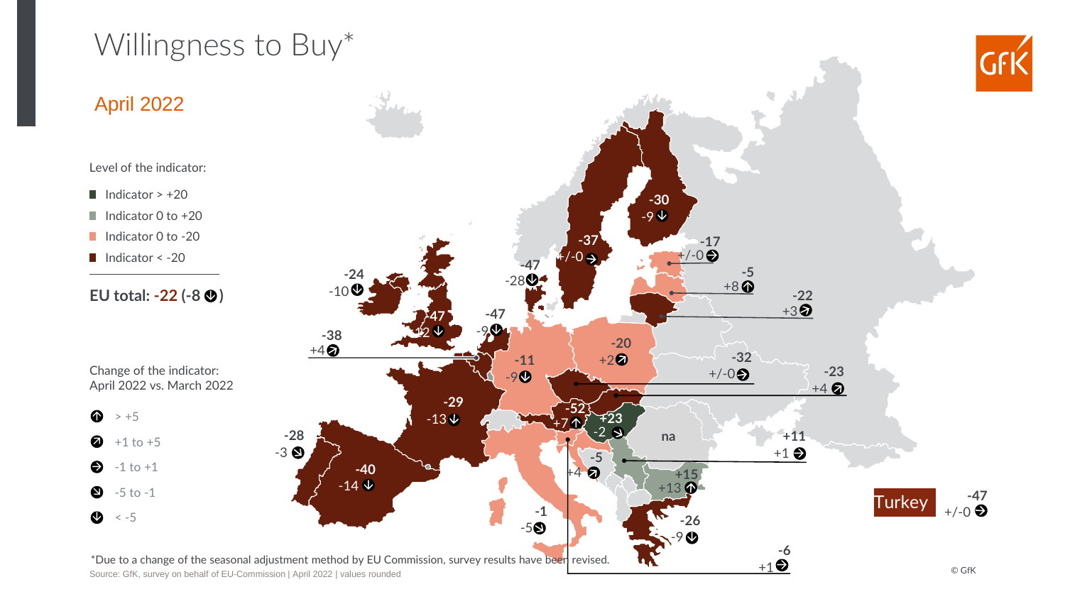# Willingness to Buy*

## April 2022

Level of the indicator:

- Indicator > +20
- Indicator 0 to +20
- Indicator 0 to -20
- Indicator < -20

**EU total: -22 (-8 ↓)**

Change of the indicator:
April 2022 vs. March 2022

- ↑ > +5
- ↗ +1 to +5
- → -1 to +1
- ↘ -5 to -1
- ↓ < -5

| Value | Change |
|---|---|
| -30 | -9 ↓ |
| -37 | +/-0 → |
| -17 | +/-0 → |
| -5 | +8 ↑ |
| -22 | +3 ↗ |
| -47 | -28 ↓ |
| -24 | -10 ↓ |
| -47 | -12 ↓ |
| -47 | -9 ↓ |
| -38 | +4 ↗ |
| -20 | +2 ↗ |
| -11 | -9 ↓ |
| -32 | +/-0 → |
| -23 | +4 ↗ |
| -29 | -13 ↓ |
| -52 | +7 ↑ |
| +23 | -2 ↘ |
| na | |
| -28 | -3 ↘ |
| +11 | +1 → |
| -40 | -14 ↓ |
| -5 | +4 ↗ |
| +15 | +13 ↑ |
| -1 | -5 ↘ |
| -26 | -9 ↓ |
| -6 | +1 → |
| Turkey -47 | +/-0 → |

*Due to a change of the seasonal adjustment method by EU Commission, survey results have been revised.

Source: GfK, survey on behalf of EU-Commission | April 2022 | values rounded

© GfK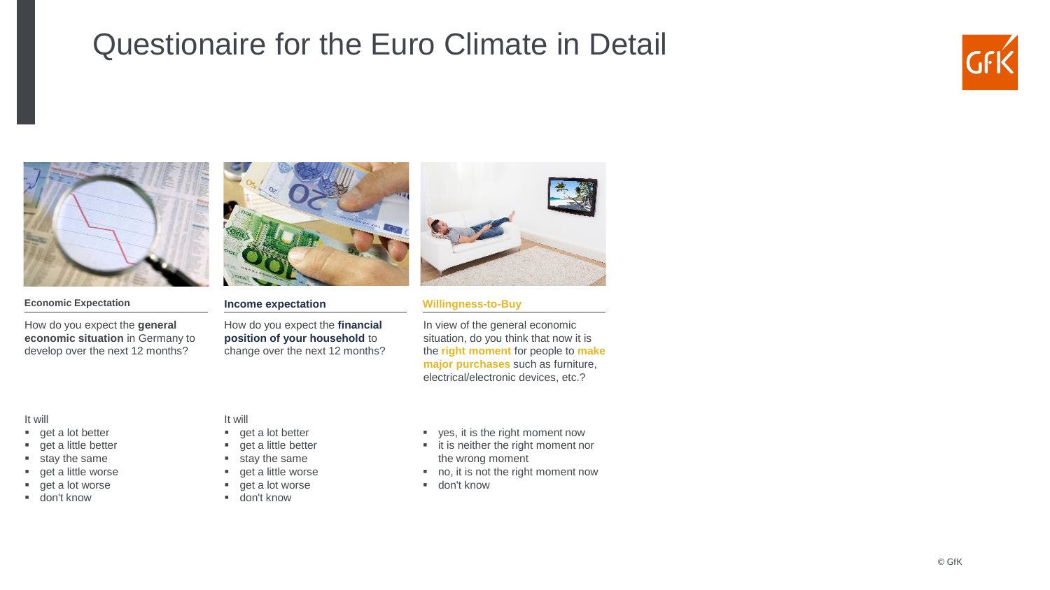# Questionaire for the Euro Climate in Detail

### Economic Expectation

How do you expect the **general economic situation** in Germany to develop over the next 12 months?

It will

- get a lot better
- get a little better
- stay the same
- get a little worse
- get a lot worse
- don't know

### Income expectation

How do you expect the **financial position of your household** to change over the next 12 months?

It will

- get a lot better
- get a little better
- stay the same
- get a little worse
- get a lot worse
- don't know

### Willingness-to-Buy

In view of the general economic situation, do you think that now it is the **right moment** for people to **make major purchases** such as furniture, electrical/electronic devices, etc.?

- yes, it is the right moment now
- it is neither the right moment nor the wrong moment
- no, it is not the right moment now
- don't know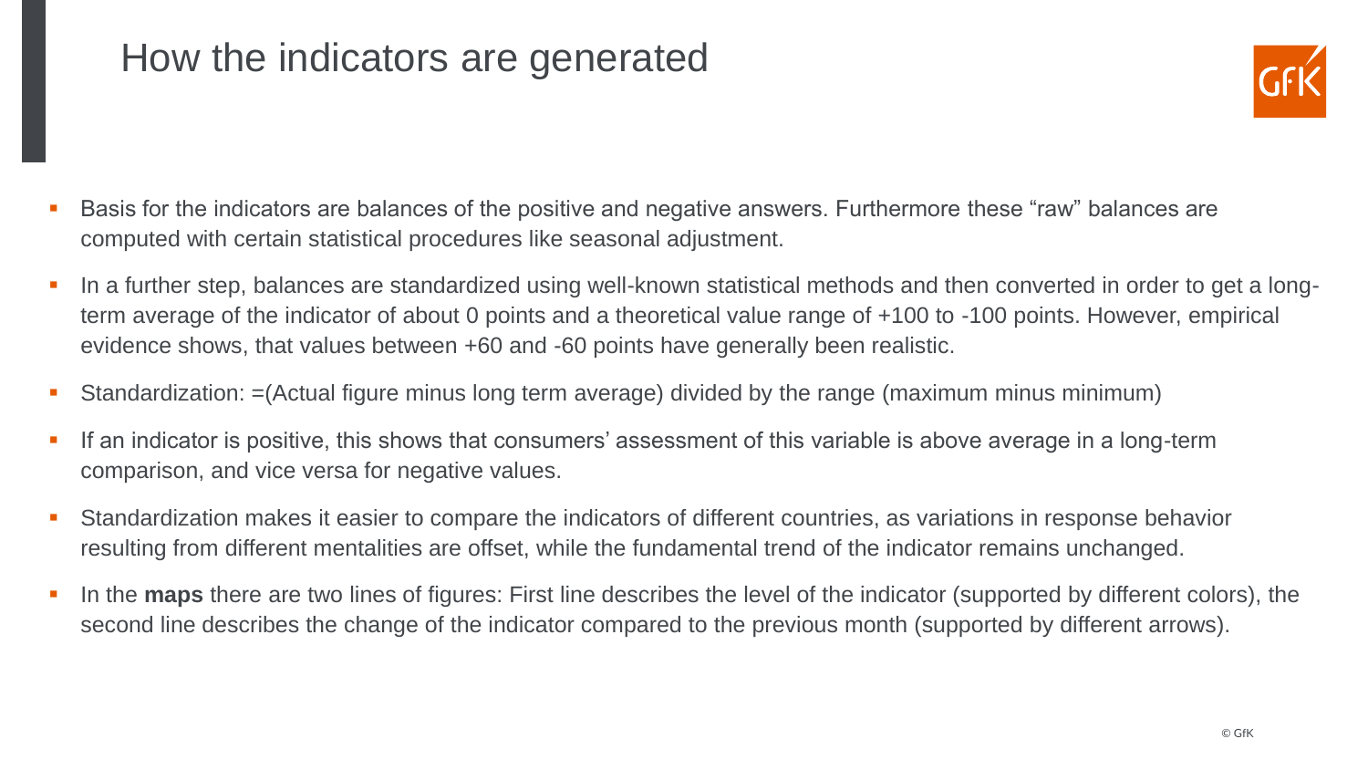# How the indicators are generated

- Basis for the indicators are balances of the positive and negative answers. Furthermore these “raw” balances are computed with certain statistical procedures like seasonal adjustment.
- In a further step, balances are standardized using well-known statistical methods and then converted in order to get a long-term average of the indicator of about 0 points and a theoretical value range of +100 to -100 points. However, empirical evidence shows, that values between +60 and -60 points have generally been realistic.
- Standardization: =(Actual figure minus long term average) divided by the range (maximum minus minimum)
- If an indicator is positive, this shows that consumers’ assessment of this variable is above average in a long-term comparison, and vice versa for negative values.
- Standardization makes it easier to compare the indicators of different countries, as variations in response behavior resulting from different mentalities are offset, while the fundamental trend of the indicator remains unchanged.
- In the **maps** there are two lines of figures: First line describes the level of the indicator (supported by different colors), the second line describes the change of the indicator compared to the previous month (supported by different arrows).